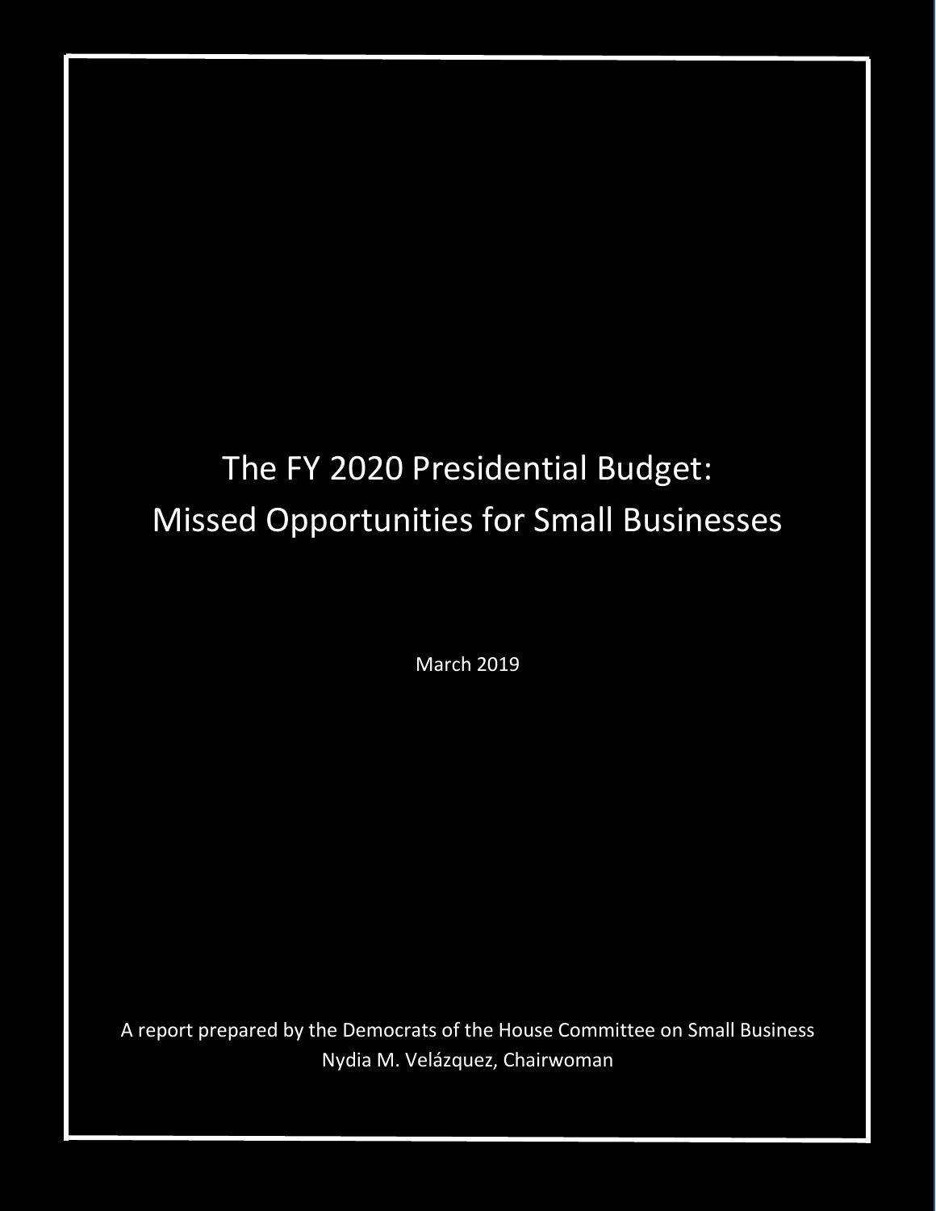# The FY 2020 Presidential Budget: Missed Opportunities for Small Businesses

March 2019

A report prepared by the Democrats of the House Committee on Small Business
Nydia M. Velázquez, Chairwoman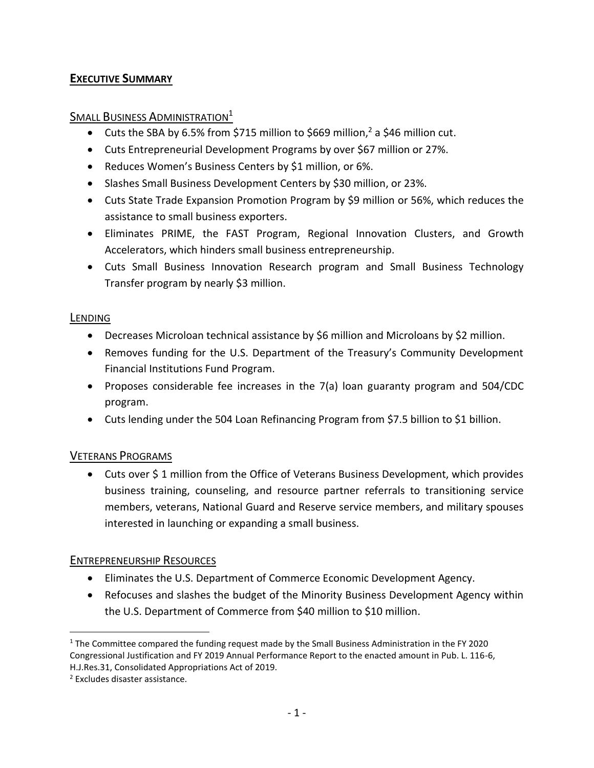## EXECUTIVE SUMMARY

### SMALL BUSINESS ADMINISTRATION[1]

- Cuts the SBA by 6.5% from $715 million to $669 million,[2] a $46 million cut.
- Cuts Entrepreneurial Development Programs by over $67 million or 27%.
- Reduces Women's Business Centers by $1 million, or 6%.
- Slashes Small Business Development Centers by $30 million, or 23%.
- Cuts State Trade Expansion Promotion Program by $9 million or 56%, which reduces the assistance to small business exporters.
- Eliminates PRIME, the FAST Program, Regional Innovation Clusters, and Growth Accelerators, which hinders small business entrepreneurship.
- Cuts Small Business Innovation Research program and Small Business Technology Transfer program by nearly $3 million.

### LENDING

- Decreases Microloan technical assistance by $6 million and Microloans by $2 million.
- Removes funding for the U.S. Department of the Treasury's Community Development Financial Institutions Fund Program.
- Proposes considerable fee increases in the 7(a) loan guaranty program and 504/CDC program.
- Cuts lending under the 504 Loan Refinancing Program from $7.5 billion to $1 billion.

### VETERANS PROGRAMS

- Cuts over $ 1 million from the Office of Veterans Business Development, which provides business training, counseling, and resource partner referrals to transitioning service members, veterans, National Guard and Reserve service members, and military spouses interested in launching or expanding a small business.

### ENTREPRENEURSHIP RESOURCES

- Eliminates the U.S. Department of Commerce Economic Development Agency.
- Refocuses and slashes the budget of the Minority Business Development Agency within the U.S. Department of Commerce from $40 million to $10 million.

---

[1] The Committee compared the funding request made by the Small Business Administration in the FY 2020 Congressional Justification and FY 2019 Annual Performance Report to the enacted amount in Pub. L. 116-6, H.J.Res.31, Consolidated Appropriations Act of 2019.

[2] Excludes disaster assistance.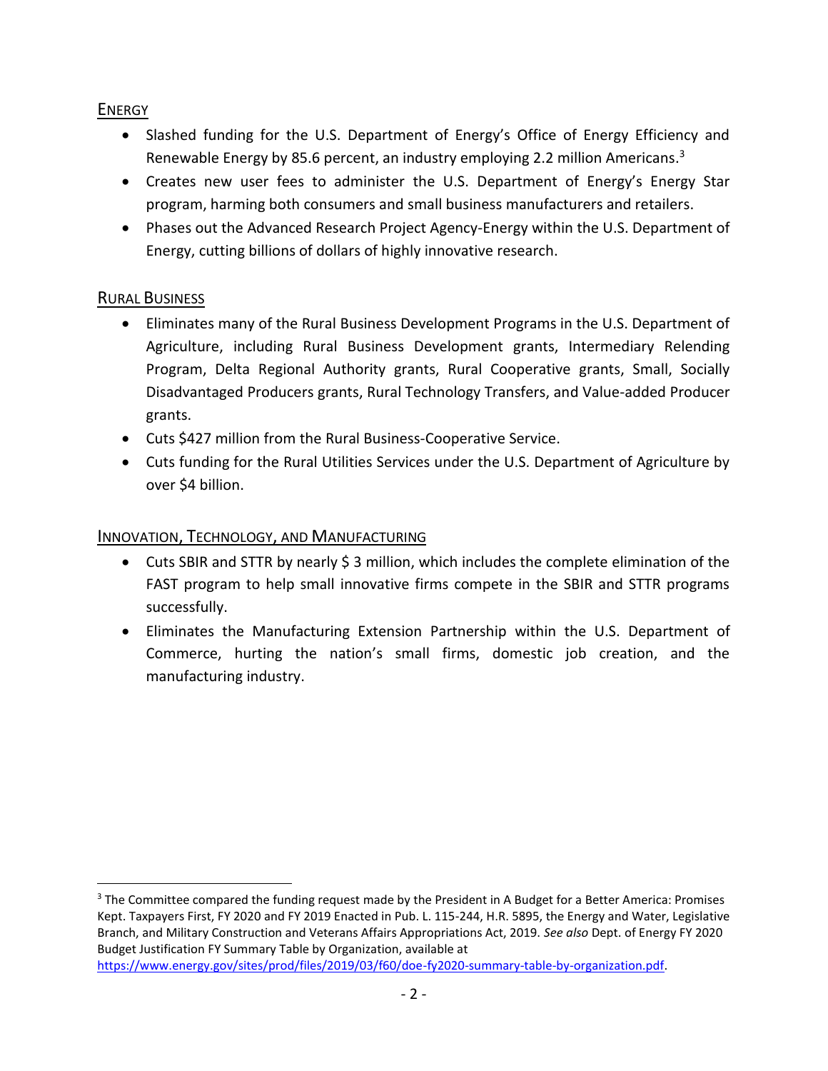## Energy

- Slashed funding for the U.S. Department of Energy's Office of Energy Efficiency and Renewable Energy by 85.6 percent, an industry employing 2.2 million Americans.[3]
- Creates new user fees to administer the U.S. Department of Energy's Energy Star program, harming both consumers and small business manufacturers and retailers.
- Phases out the Advanced Research Project Agency-Energy within the U.S. Department of Energy, cutting billions of dollars of highly innovative research.

## Rural Business

- Eliminates many of the Rural Business Development Programs in the U.S. Department of Agriculture, including Rural Business Development grants, Intermediary Relending Program, Delta Regional Authority grants, Rural Cooperative grants, Small, Socially Disadvantaged Producers grants, Rural Technology Transfers, and Value-added Producer grants.
- Cuts $427 million from the Rural Business-Cooperative Service.
- Cuts funding for the Rural Utilities Services under the U.S. Department of Agriculture by over $4 billion.

## Innovation, Technology, and Manufacturing

- Cuts SBIR and STTR by nearly $ 3 million, which includes the complete elimination of the FAST program to help small innovative firms compete in the SBIR and STTR programs successfully.
- Eliminates the Manufacturing Extension Partnership within the U.S. Department of Commerce, hurting the nation's small firms, domestic job creation, and the manufacturing industry.

---

[3] The Committee compared the funding request made by the President in A Budget for a Better America: Promises Kept. Taxpayers First, FY 2020 and FY 2019 Enacted in Pub. L. 115-244, H.R. 5895, the Energy and Water, Legislative Branch, and Military Construction and Veterans Affairs Appropriations Act, 2019. *See also* Dept. of Energy FY 2020 Budget Justification FY Summary Table by Organization, available at https://www.energy.gov/sites/prod/files/2019/03/f60/doe-fy2020-summary-table-by-organization.pdf.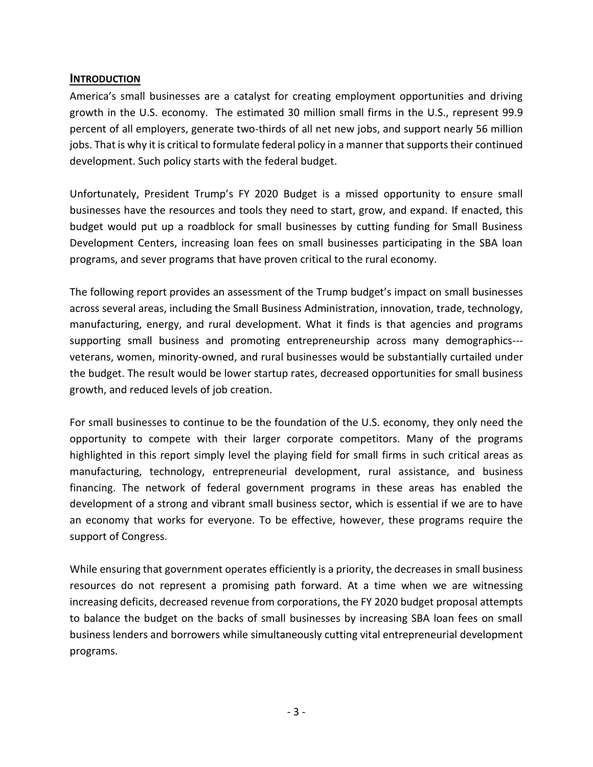## INTRODUCTION

America's small businesses are a catalyst for creating employment opportunities and driving growth in the U.S. economy. The estimated 30 million small firms in the U.S., represent 99.9 percent of all employers, generate two-thirds of all net new jobs, and support nearly 56 million jobs. That is why it is critical to formulate federal policy in a manner that supports their continued development. Such policy starts with the federal budget.

Unfortunately, President Trump's FY 2020 Budget is a missed opportunity to ensure small businesses have the resources and tools they need to start, grow, and expand. If enacted, this budget would put up a roadblock for small businesses by cutting funding for Small Business Development Centers, increasing loan fees on small businesses participating in the SBA loan programs, and sever programs that have proven critical to the rural economy.

The following report provides an assessment of the Trump budget's impact on small businesses across several areas, including the Small Business Administration, innovation, trade, technology, manufacturing, energy, and rural development. What it finds is that agencies and programs supporting small business and promoting entrepreneurship across many demographics---veterans, women, minority-owned, and rural businesses would be substantially curtailed under the budget. The result would be lower startup rates, decreased opportunities for small business growth, and reduced levels of job creation.

For small businesses to continue to be the foundation of the U.S. economy, they only need the opportunity to compete with their larger corporate competitors. Many of the programs highlighted in this report simply level the playing field for small firms in such critical areas as manufacturing, technology, entrepreneurial development, rural assistance, and business financing. The network of federal government programs in these areas has enabled the development of a strong and vibrant small business sector, which is essential if we are to have an economy that works for everyone. To be effective, however, these programs require the support of Congress.

While ensuring that government operates efficiently is a priority, the decreases in small business resources do not represent a promising path forward. At a time when we are witnessing increasing deficits, decreased revenue from corporations, the FY 2020 budget proposal attempts to balance the budget on the backs of small businesses by increasing SBA loan fees on small business lenders and borrowers while simultaneously cutting vital entrepreneurial development programs.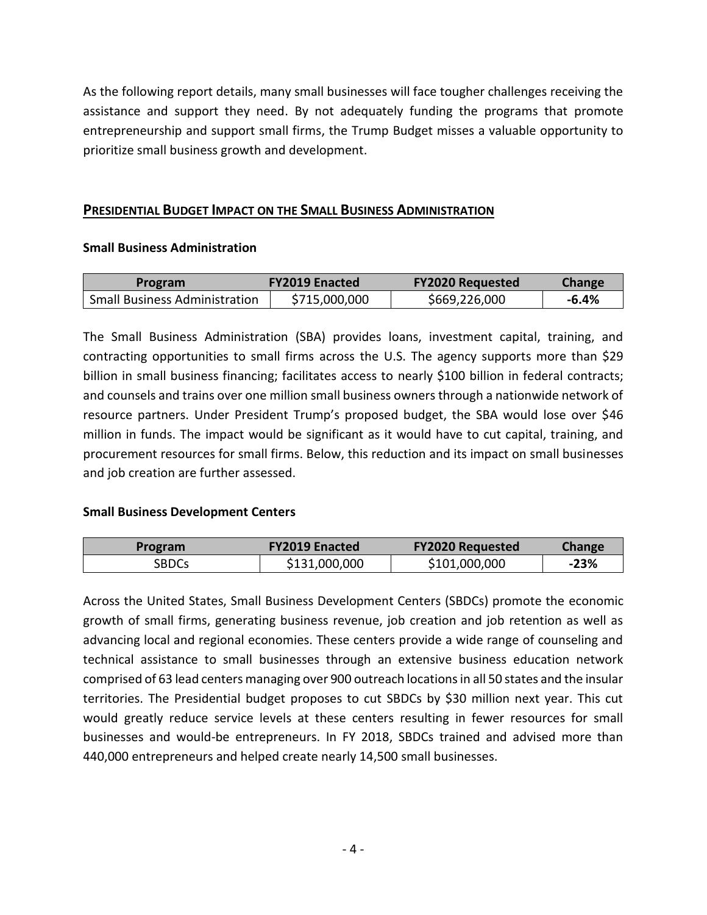As the following report details, many small businesses will face tougher challenges receiving the assistance and support they need. By not adequately funding the programs that promote entrepreneurship and support small firms, the Trump Budget misses a valuable opportunity to prioritize small business growth and development.

## PRESIDENTIAL BUDGET IMPACT ON THE SMALL BUSINESS ADMINISTRATION

### Small Business Administration

| Program | FY2019 Enacted | FY2020 Requested | Change |
|---|---|---|---|
| Small Business Administration | $715,000,000 | $669,226,000 | **-6.4%** |

The Small Business Administration (SBA) provides loans, investment capital, training, and contracting opportunities to small firms across the U.S. The agency supports more than $29 billion in small business financing; facilitates access to nearly $100 billion in federal contracts; and counsels and trains over one million small business owners through a nationwide network of resource partners. Under President Trump's proposed budget, the SBA would lose over $46 million in funds. The impact would be significant as it would have to cut capital, training, and procurement resources for small firms. Below, this reduction and its impact on small businesses and job creation are further assessed.

### Small Business Development Centers

| Program | FY2019 Enacted | FY2020 Requested | Change |
|---|---|---|---|
| SBDCs | $131,000,000 | $101,000,000 | **-23%** |

Across the United States, Small Business Development Centers (SBDCs) promote the economic growth of small firms, generating business revenue, job creation and job retention as well as advancing local and regional economies. These centers provide a wide range of counseling and technical assistance to small businesses through an extensive business education network comprised of 63 lead centers managing over 900 outreach locations in all 50 states and the insular territories. The Presidential budget proposes to cut SBDCs by $30 million next year. This cut would greatly reduce service levels at these centers resulting in fewer resources for small businesses and would-be entrepreneurs. In FY 2018, SBDCs trained and advised more than 440,000 entrepreneurs and helped create nearly 14,500 small businesses.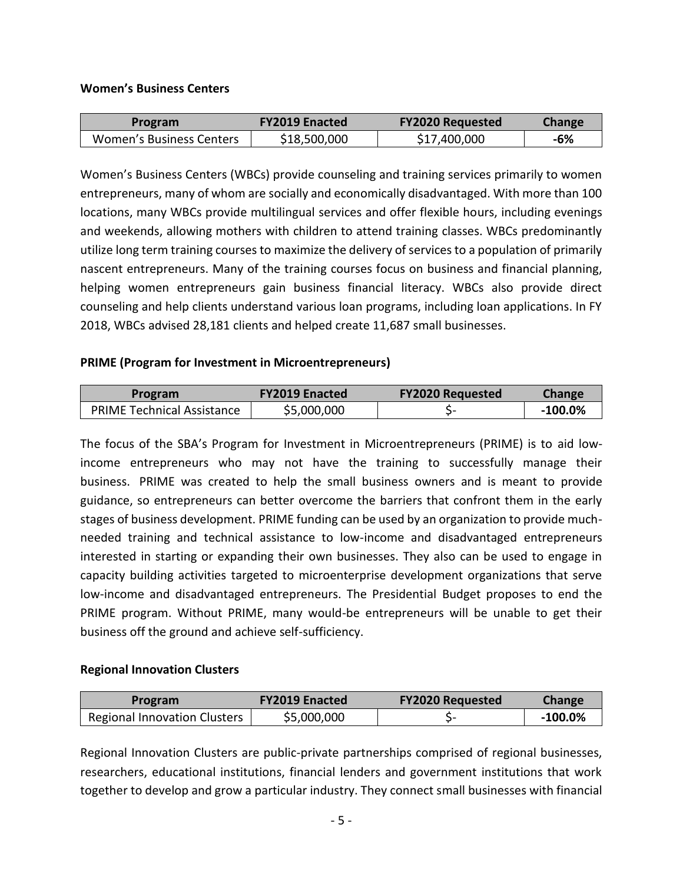**Women's Business Centers**

| Program | FY2019 Enacted | FY2020 Requested | Change |
|---|---|---|---|
| Women's Business Centers | $18,500,000 | $17,400,000 | **-6%** |

Women's Business Centers (WBCs) provide counseling and training services primarily to women entrepreneurs, many of whom are socially and economically disadvantaged. With more than 100 locations, many WBCs provide multilingual services and offer flexible hours, including evenings and weekends, allowing mothers with children to attend training classes. WBCs predominantly utilize long term training courses to maximize the delivery of services to a population of primarily nascent entrepreneurs. Many of the training courses focus on business and financial planning, helping women entrepreneurs gain business financial literacy. WBCs also provide direct counseling and help clients understand various loan programs, including loan applications. In FY 2018, WBCs advised 28,181 clients and helped create 11,687 small businesses.

**PRIME (Program for Investment in Microentrepreneurs)**

| Program | FY2019 Enacted | FY2020 Requested | Change |
|---|---|---|---|
| PRIME Technical Assistance | $5,000,000 | $- | **-100.0%** |

The focus of the SBA's Program for Investment in Microentrepreneurs (PRIME) is to aid low-income entrepreneurs who may not have the training to successfully manage their business. PRIME was created to help the small business owners and is meant to provide guidance, so entrepreneurs can better overcome the barriers that confront them in the early stages of business development. PRIME funding can be used by an organization to provide much-needed training and technical assistance to low-income and disadvantaged entrepreneurs interested in starting or expanding their own businesses. They also can be used to engage in capacity building activities targeted to microenterprise development organizations that serve low-income and disadvantaged entrepreneurs. The Presidential Budget proposes to end the PRIME program. Without PRIME, many would-be entrepreneurs will be unable to get their business off the ground and achieve self-sufficiency.

**Regional Innovation Clusters**

| Program | FY2019 Enacted | FY2020 Requested | Change |
|---|---|---|---|
| Regional Innovation Clusters | $5,000,000 | $- | **-100.0%** |

Regional Innovation Clusters are public-private partnerships comprised of regional businesses, researchers, educational institutions, financial lenders and government institutions that work together to develop and grow a particular industry. They connect small businesses with financial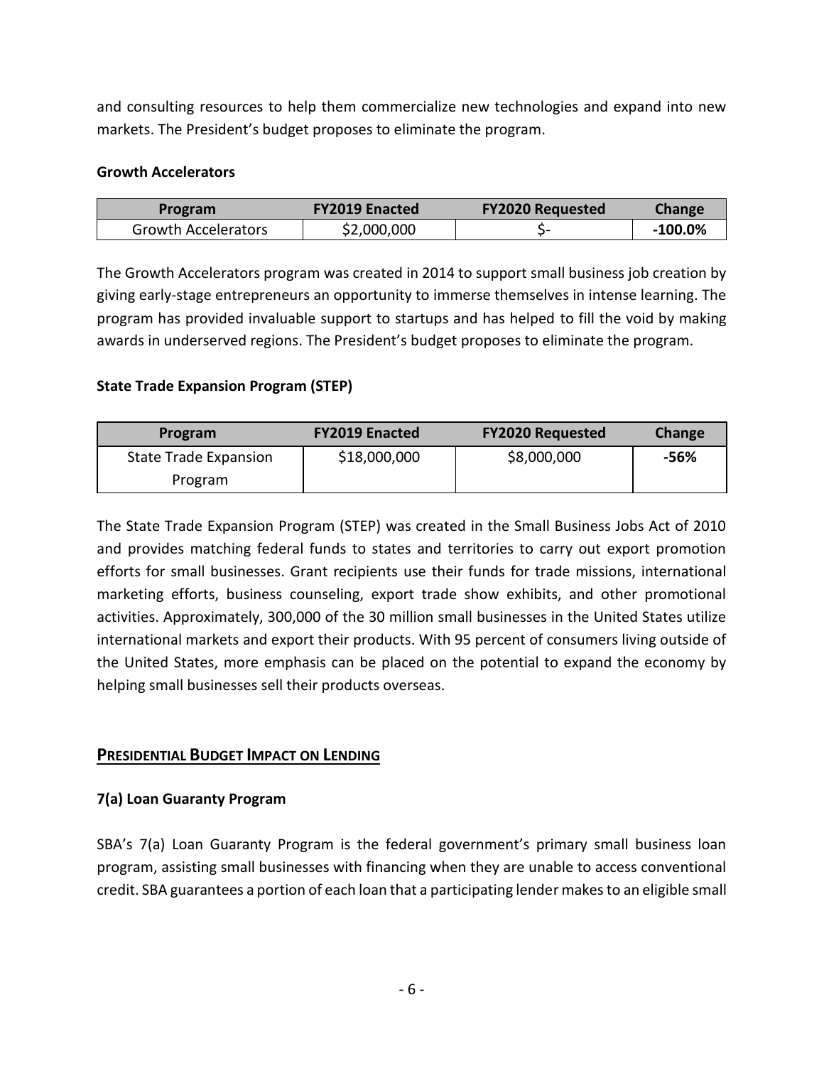and consulting resources to help them commercialize new technologies and expand into new markets. The President's budget proposes to eliminate the program.

**Growth Accelerators**

| Program | FY2019 Enacted | FY2020 Requested | Change |
|---|---|---|---|
| Growth Accelerators | $2,000,000 | $- | **-100.0%** |

The Growth Accelerators program was created in 2014 to support small business job creation by giving early-stage entrepreneurs an opportunity to immerse themselves in intense learning. The program has provided invaluable support to startups and has helped to fill the void by making awards in underserved regions. The President's budget proposes to eliminate the program.

**State Trade Expansion Program (STEP)**

| Program | FY2019 Enacted | FY2020 Requested | Change |
|---|---|---|---|
| State Trade Expansion Program | $18,000,000 | $8,000,000 | **-56%** |

The State Trade Expansion Program (STEP) was created in the Small Business Jobs Act of 2010 and provides matching federal funds to states and territories to carry out export promotion efforts for small businesses. Grant recipients use their funds for trade missions, international marketing efforts, business counseling, export trade show exhibits, and other promotional activities. Approximately, 300,000 of the 30 million small businesses in the United States utilize international markets and export their products. With 95 percent of consumers living outside of the United States, more emphasis can be placed on the potential to expand the economy by helping small businesses sell their products overseas.

## PRESIDENTIAL BUDGET IMPACT ON LENDING

**7(a) Loan Guaranty Program**

SBA's 7(a) Loan Guaranty Program is the federal government's primary small business loan program, assisting small businesses with financing when they are unable to access conventional credit. SBA guarantees a portion of each loan that a participating lender makes to an eligible small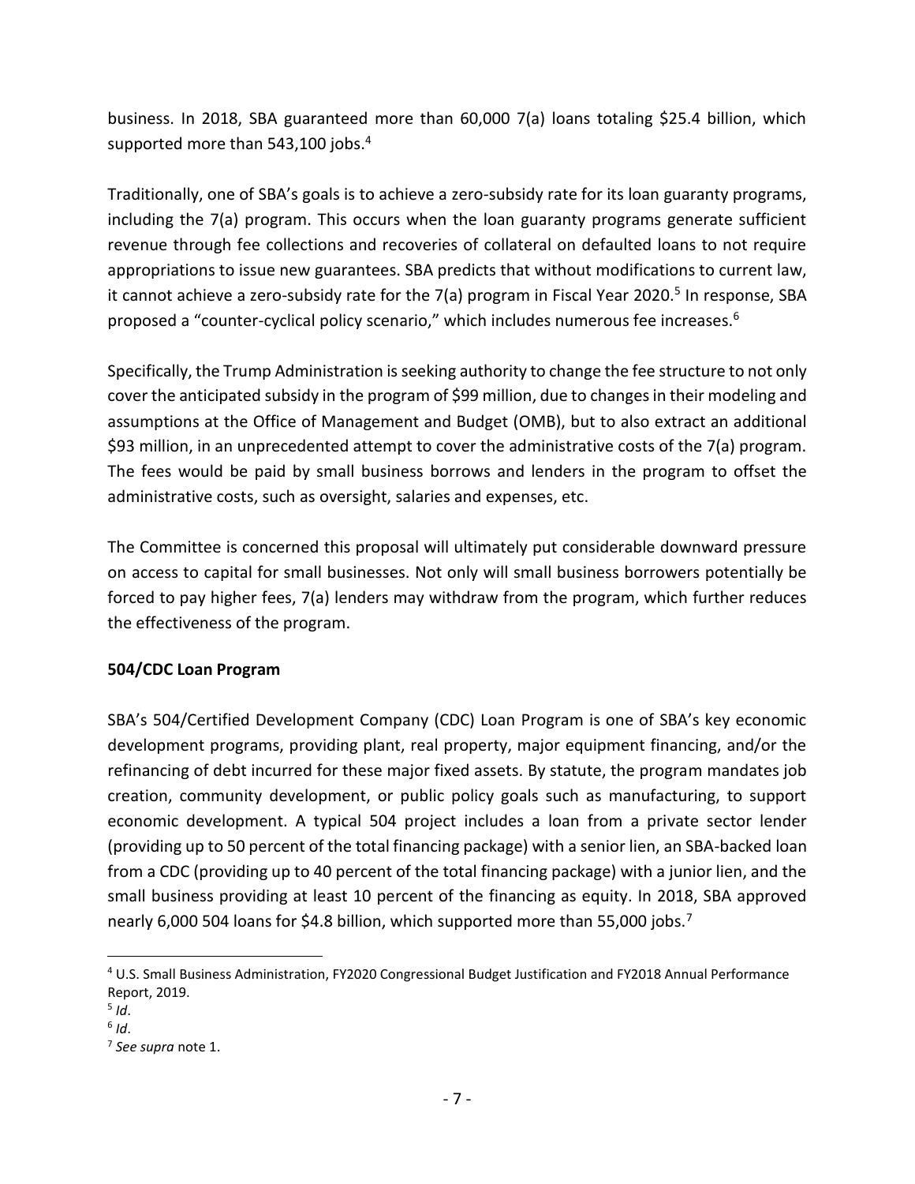business. In 2018, SBA guaranteed more than 60,000 7(a) loans totaling $25.4 billion, which supported more than 543,100 jobs.[4]

Traditionally, one of SBA's goals is to achieve a zero-subsidy rate for its loan guaranty programs, including the 7(a) program. This occurs when the loan guaranty programs generate sufficient revenue through fee collections and recoveries of collateral on defaulted loans to not require appropriations to issue new guarantees. SBA predicts that without modifications to current law, it cannot achieve a zero-subsidy rate for the 7(a) program in Fiscal Year 2020.[5] In response, SBA proposed a "counter-cyclical policy scenario," which includes numerous fee increases.[6]

Specifically, the Trump Administration is seeking authority to change the fee structure to not only cover the anticipated subsidy in the program of $99 million, due to changes in their modeling and assumptions at the Office of Management and Budget (OMB), but to also extract an additional $93 million, in an unprecedented attempt to cover the administrative costs of the 7(a) program. The fees would be paid by small business borrows and lenders in the program to offset the administrative costs, such as oversight, salaries and expenses, etc.

The Committee is concerned this proposal will ultimately put considerable downward pressure on access to capital for small businesses. Not only will small business borrowers potentially be forced to pay higher fees, 7(a) lenders may withdraw from the program, which further reduces the effectiveness of the program.

**504/CDC Loan Program**

SBA's 504/Certified Development Company (CDC) Loan Program is one of SBA's key economic development programs, providing plant, real property, major equipment financing, and/or the refinancing of debt incurred for these major fixed assets. By statute, the program mandates job creation, community development, or public policy goals such as manufacturing, to support economic development. A typical 504 project includes a loan from a private sector lender (providing up to 50 percent of the total financing package) with a senior lien, an SBA-backed loan from a CDC (providing up to 40 percent of the total financing package) with a junior lien, and the small business providing at least 10 percent of the financing as equity. In 2018, SBA approved nearly 6,000 504 loans for $4.8 billion, which supported more than 55,000 jobs.[7]

---

[4] U.S. Small Business Administration, FY2020 Congressional Budget Justification and FY2018 Annual Performance Report, 2019.

[5] *Id*.

[6] *Id*.

[7] *See supra* note 1.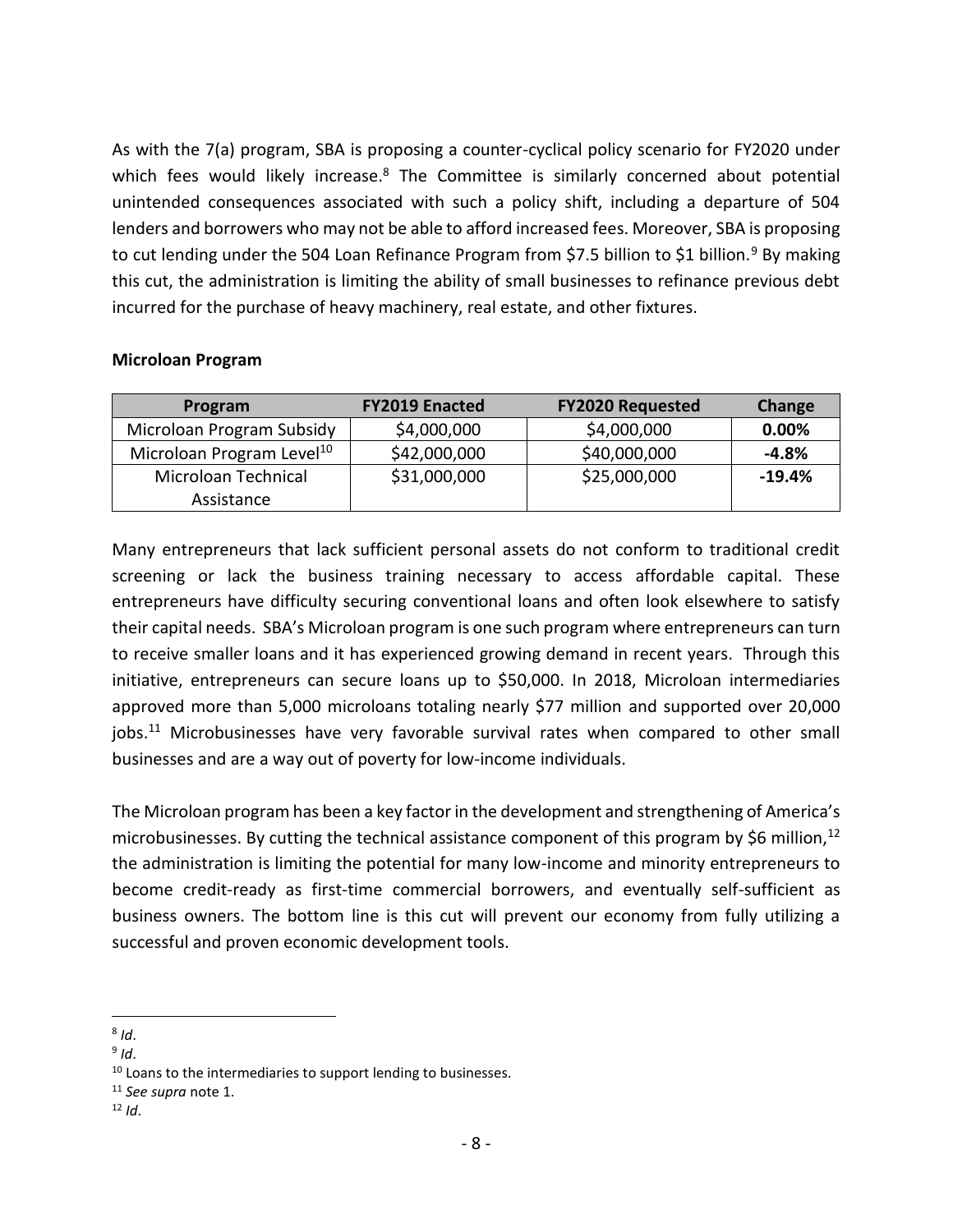As with the 7(a) program, SBA is proposing a counter-cyclical policy scenario for FY2020 under which fees would likely increase.[8] The Committee is similarly concerned about potential unintended consequences associated with such a policy shift, including a departure of 504 lenders and borrowers who may not be able to afford increased fees. Moreover, SBA is proposing to cut lending under the 504 Loan Refinance Program from $7.5 billion to $1 billion.[9] By making this cut, the administration is limiting the ability of small businesses to refinance previous debt incurred for the purchase of heavy machinery, real estate, and other fixtures.

**Microloan Program**

| Program | FY2019 Enacted | FY2020 Requested | Change |
|---|---|---|---|
| Microloan Program Subsidy | $4,000,000 | $4,000,000 | **0.00%** |
| Microloan Program Level[10] | $42,000,000 | $40,000,000 | **-4.8%** |
| Microloan Technical Assistance | $31,000,000 | $25,000,000 | **-19.4%** |

Many entrepreneurs that lack sufficient personal assets do not conform to traditional credit screening or lack the business training necessary to access affordable capital. These entrepreneurs have difficulty securing conventional loans and often look elsewhere to satisfy their capital needs. SBA's Microloan program is one such program where entrepreneurs can turn to receive smaller loans and it has experienced growing demand in recent years. Through this initiative, entrepreneurs can secure loans up to $50,000. In 2018, Microloan intermediaries approved more than 5,000 microloans totaling nearly $77 million and supported over 20,000 jobs.[11] Microbusinesses have very favorable survival rates when compared to other small businesses and are a way out of poverty for low-income individuals.

The Microloan program has been a key factor in the development and strengthening of America's microbusinesses. By cutting the technical assistance component of this program by $6 million,[12] the administration is limiting the potential for many low-income and minority entrepreneurs to become credit-ready as first-time commercial borrowers, and eventually self-sufficient as business owners. The bottom line is this cut will prevent our economy from fully utilizing a successful and proven economic development tools.

---

[8] *Id*.

[9] *Id*.

[10] Loans to the intermediaries to support lending to businesses.

[11] *See supra* note 1.

[12] *Id*.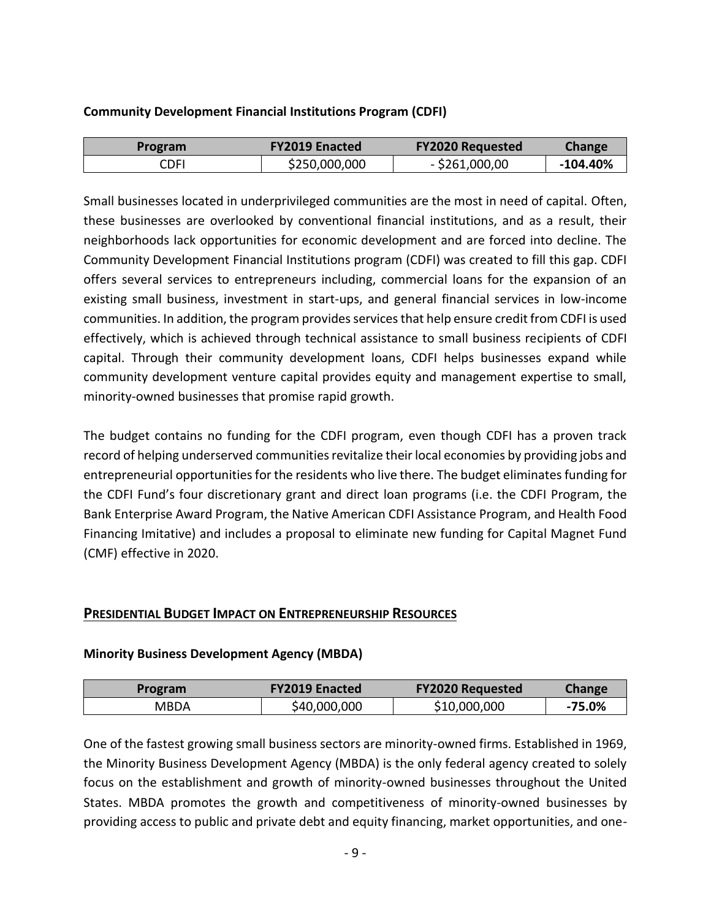**Community Development Financial Institutions Program (CDFI)**

| Program | FY2019 Enacted | FY2020 Requested | Change |
|---|---|---|---|
| CDFI | $250,000,000 | - $261,000,00 | **-104.40%** |

Small businesses located in underprivileged communities are the most in need of capital. Often, these businesses are overlooked by conventional financial institutions, and as a result, their neighborhoods lack opportunities for economic development and are forced into decline. The Community Development Financial Institutions program (CDFI) was created to fill this gap. CDFI offers several services to entrepreneurs including, commercial loans for the expansion of an existing small business, investment in start-ups, and general financial services in low-income communities. In addition, the program provides services that help ensure credit from CDFI is used effectively, which is achieved through technical assistance to small business recipients of CDFI capital. Through their community development loans, CDFI helps businesses expand while community development venture capital provides equity and management expertise to small, minority-owned businesses that promise rapid growth.

The budget contains no funding for the CDFI program, even though CDFI has a proven track record of helping underserved communities revitalize their local economies by providing jobs and entrepreneurial opportunities for the residents who live there. The budget eliminates funding for the CDFI Fund's four discretionary grant and direct loan programs (i.e. the CDFI Program, the Bank Enterprise Award Program, the Native American CDFI Assistance Program, and Health Food Financing Imitative) and includes a proposal to eliminate new funding for Capital Magnet Fund (CMF) effective in 2020.

## PRESIDENTIAL BUDGET IMPACT ON ENTREPRENEURSHIP RESOURCES

**Minority Business Development Agency (MBDA)**

| Program | FY2019 Enacted | FY2020 Requested | Change |
|---|---|---|---|
| MBDA | $40,000,000 | $10,000,000 | **-75.0%** |

One of the fastest growing small business sectors are minority-owned firms. Established in 1969, the Minority Business Development Agency (MBDA) is the only federal agency created to solely focus on the establishment and growth of minority-owned businesses throughout the United States. MBDA promotes the growth and competitiveness of minority-owned businesses by providing access to public and private debt and equity financing, market opportunities, and one-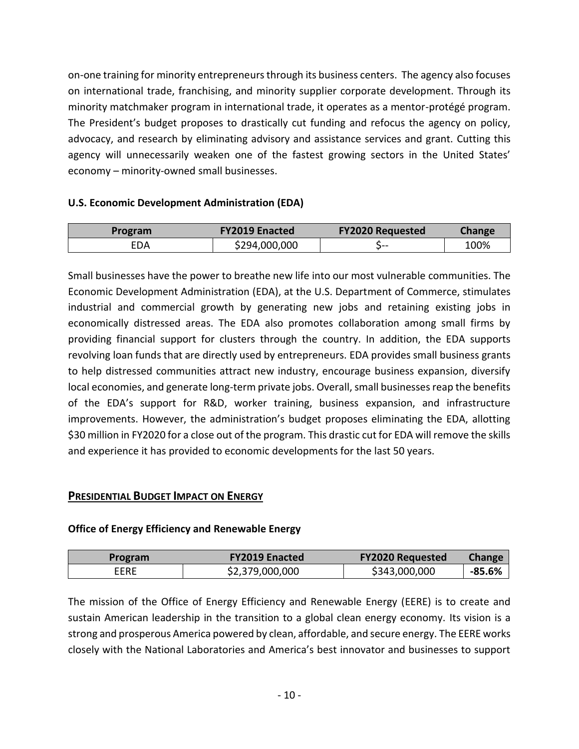on-one training for minority entrepreneurs through its business centers. The agency also focuses on international trade, franchising, and minority supplier corporate development. Through its minority matchmaker program in international trade, it operates as a mentor-protégé program. The President's budget proposes to drastically cut funding and refocus the agency on policy, advocacy, and research by eliminating advisory and assistance services and grant. Cutting this agency will unnecessarily weaken one of the fastest growing sectors in the United States' economy – minority-owned small businesses.

### U.S. Economic Development Administration (EDA)

| Program | FY2019 Enacted | FY2020 Requested | Change |
|---|---|---|---|
| EDA | $294,000,000 | $-- | 100% |

Small businesses have the power to breathe new life into our most vulnerable communities. The Economic Development Administration (EDA), at the U.S. Department of Commerce, stimulates industrial and commercial growth by generating new jobs and retaining existing jobs in economically distressed areas. The EDA also promotes collaboration among small firms by providing financial support for clusters through the country. In addition, the EDA supports revolving loan funds that are directly used by entrepreneurs. EDA provides small business grants to help distressed communities attract new industry, encourage business expansion, diversify local economies, and generate long-term private jobs. Overall, small businesses reap the benefits of the EDA's support for R&D, worker training, business expansion, and infrastructure improvements. However, the administration's budget proposes eliminating the EDA, allotting $30 million in FY2020 for a close out of the program. This drastic cut for EDA will remove the skills and experience it has provided to economic developments for the last 50 years.

## PRESIDENTIAL BUDGET IMPACT ON ENERGY

### Office of Energy Efficiency and Renewable Energy

| Program | FY2019 Enacted | FY2020 Requested | Change |
|---|---|---|---|
| EERE | $2,379,000,000 | $343,000,000 | **-85.6%** |

The mission of the Office of Energy Efficiency and Renewable Energy (EERE) is to create and sustain American leadership in the transition to a global clean energy economy. Its vision is a strong and prosperous America powered by clean, affordable, and secure energy. The EERE works closely with the National Laboratories and America's best innovator and businesses to support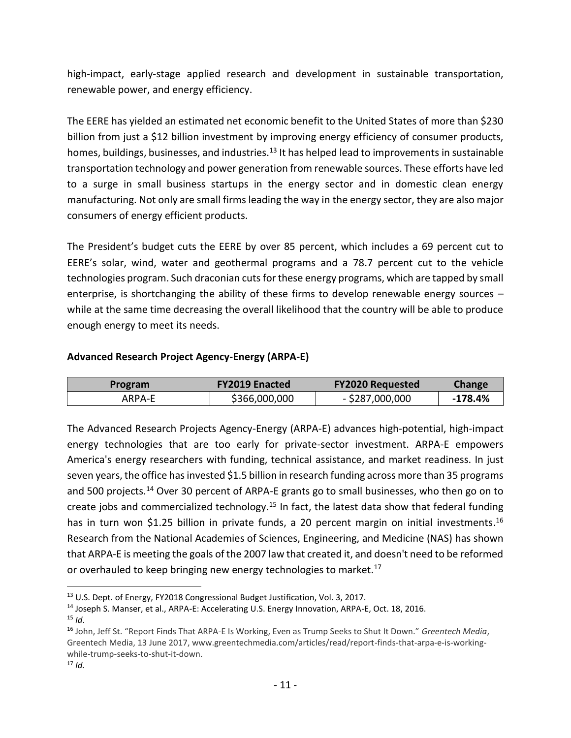high-impact, early-stage applied research and development in sustainable transportation, renewable power, and energy efficiency.

The EERE has yielded an estimated net economic benefit to the United States of more than $230 billion from just a $12 billion investment by improving energy efficiency of consumer products, homes, buildings, businesses, and industries.[13] It has helped lead to improvements in sustainable transportation technology and power generation from renewable sources. These efforts have led to a surge in small business startups in the energy sector and in domestic clean energy manufacturing. Not only are small firms leading the way in the energy sector, they are also major consumers of energy efficient products.

The President's budget cuts the EERE by over 85 percent, which includes a 69 percent cut to EERE's solar, wind, water and geothermal programs and a 78.7 percent cut to the vehicle technologies program. Such draconian cuts for these energy programs, which are tapped by small enterprise, is shortchanging the ability of these firms to develop renewable energy sources – while at the same time decreasing the overall likelihood that the country will be able to produce enough energy to meet its needs.

**Advanced Research Project Agency-Energy (ARPA-E)**

| Program | FY2019 Enacted | FY2020 Requested | Change |
|---|---|---|---|
| ARPA-E | $366,000,000 | - $287,000,000 | **-178.4%** |

The Advanced Research Projects Agency-Energy (ARPA-E) advances high-potential, high-impact energy technologies that are too early for private-sector investment. ARPA-E empowers America's energy researchers with funding, technical assistance, and market readiness. In just seven years, the office has invested $1.5 billion in research funding across more than 35 programs and 500 projects.[14] Over 30 percent of ARPA-E grants go to small businesses, who then go on to create jobs and commercialized technology.[15] In fact, the latest data show that federal funding has in turn won $1.25 billion in private funds, a 20 percent margin on initial investments.[16] Research from the National Academies of Sciences, Engineering, and Medicine (NAS) has shown that ARPA-E is meeting the goals of the 2007 law that created it, and doesn't need to be reformed or overhauled to keep bringing new energy technologies to market.[17]

---

[13] U.S. Dept. of Energy, FY2018 Congressional Budget Justification, Vol. 3, 2017.

[14] Joseph S. Manser, et al., ARPA-E: Accelerating U.S. Energy Innovation, ARPA-E, Oct. 18, 2016.

[15] *Id*.

[16] John, Jeff St. "Report Finds That ARPA-E Is Working, Even as Trump Seeks to Shut It Down." *Greentech Media*, Greentech Media, 13 June 2017, www.greentechmedia.com/articles/read/report-finds-that-arpa-e-is-working-while-trump-seeks-to-shut-it-down.

[17] *Id.*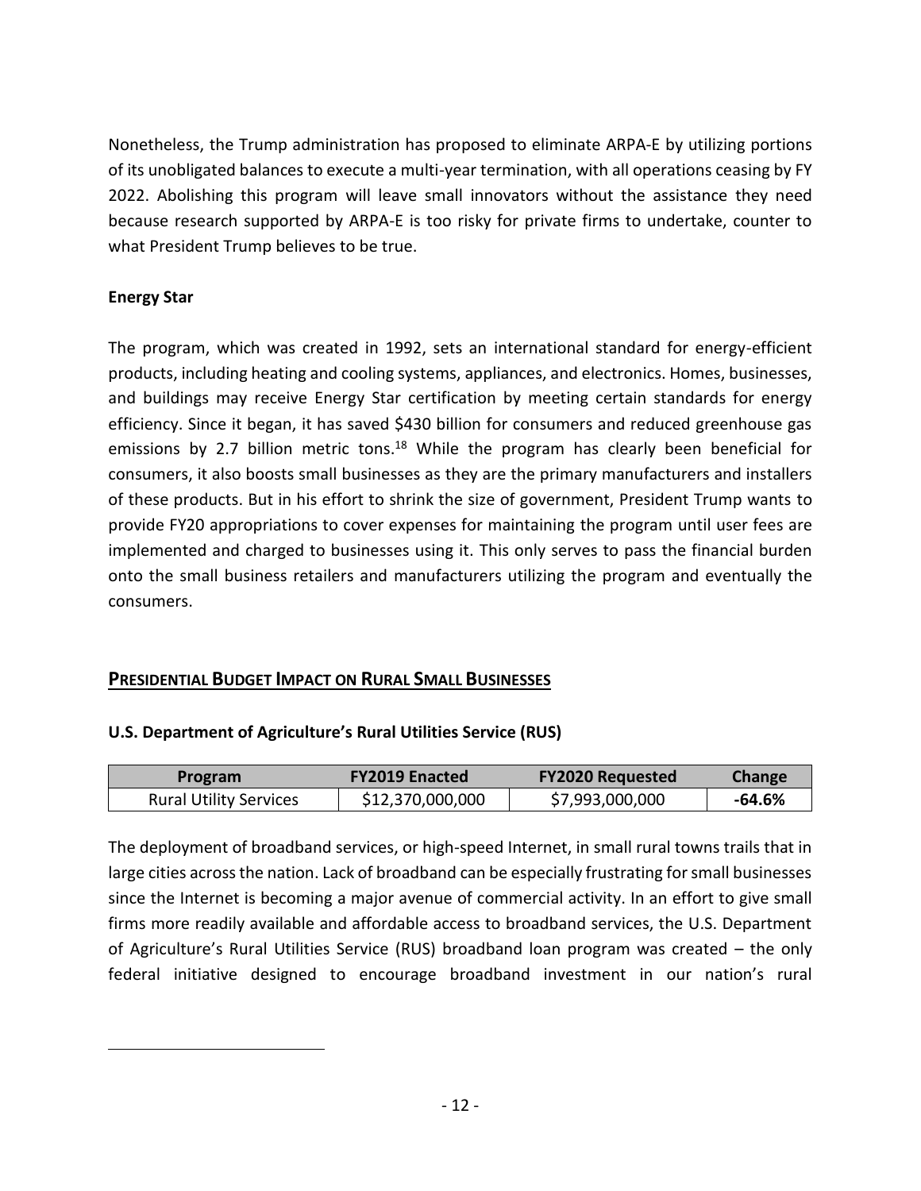Nonetheless, the Trump administration has proposed to eliminate ARPA-E by utilizing portions of its unobligated balances to execute a multi-year termination, with all operations ceasing by FY 2022. Abolishing this program will leave small innovators without the assistance they need because research supported by ARPA-E is too risky for private firms to undertake, counter to what President Trump believes to be true.

### Energy Star

The program, which was created in 1992, sets an international standard for energy-efficient products, including heating and cooling systems, appliances, and electronics. Homes, businesses, and buildings may receive Energy Star certification by meeting certain standards for energy efficiency. Since it began, it has saved $430 billion for consumers and reduced greenhouse gas emissions by 2.7 billion metric tons.[18] While the program has clearly been beneficial for consumers, it also boosts small businesses as they are the primary manufacturers and installers of these products. But in his effort to shrink the size of government, President Trump wants to provide FY20 appropriations to cover expenses for maintaining the program until user fees are implemented and charged to businesses using it. This only serves to pass the financial burden onto the small business retailers and manufacturers utilizing the program and eventually the consumers.

## PRESIDENTIAL BUDGET IMPACT ON RURAL SMALL BUSINESSES

### U.S. Department of Agriculture's Rural Utilities Service (RUS)

| Program | FY2019 Enacted | FY2020 Requested | Change |
|---|---|---|---|
| Rural Utility Services | $12,370,000,000 | $7,993,000,000 | **-64.6%** |

The deployment of broadband services, or high-speed Internet, in small rural towns trails that in large cities across the nation. Lack of broadband can be especially frustrating for small businesses since the Internet is becoming a major avenue of commercial activity. In an effort to give small firms more readily available and affordable access to broadband services, the U.S. Department of Agriculture's Rural Utilities Service (RUS) broadband loan program was created – the only federal initiative designed to encourage broadband investment in our nation's rural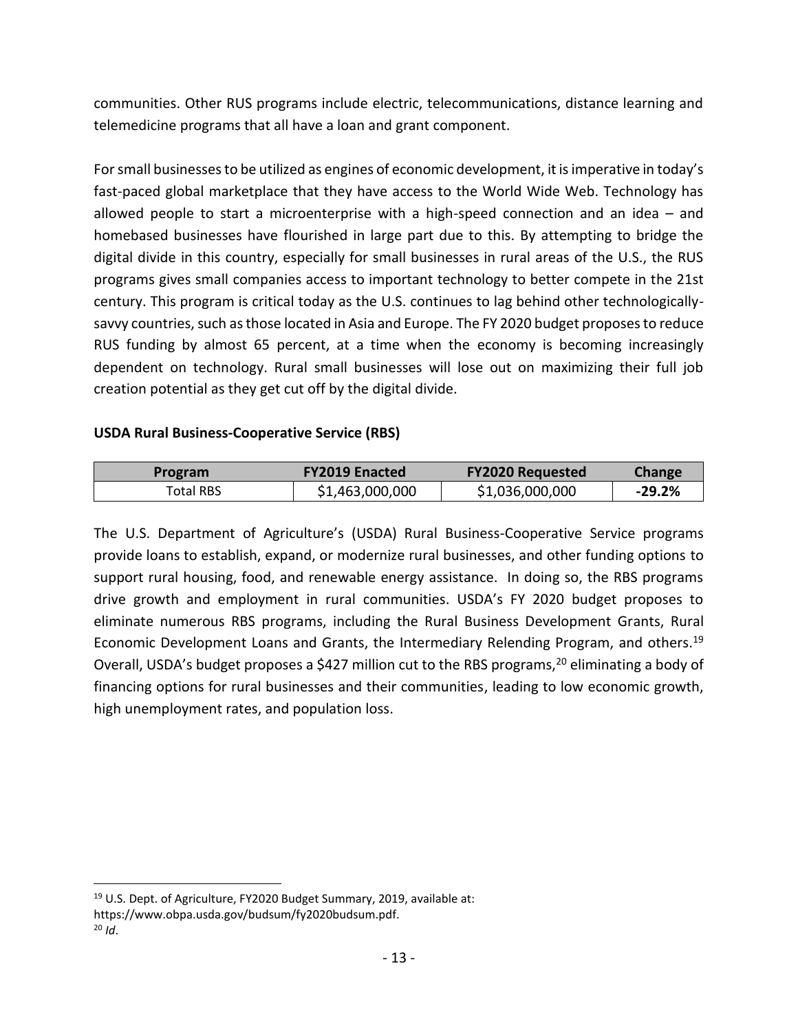communities. Other RUS programs include electric, telecommunications, distance learning and telemedicine programs that all have a loan and grant component.

For small businesses to be utilized as engines of economic development, it is imperative in today's fast-paced global marketplace that they have access to the World Wide Web. Technology has allowed people to start a microenterprise with a high-speed connection and an idea – and homebased businesses have flourished in large part due to this. By attempting to bridge the digital divide in this country, especially for small businesses in rural areas of the U.S., the RUS programs gives small companies access to important technology to better compete in the 21st century. This program is critical today as the U.S. continues to lag behind other technologically-savvy countries, such as those located in Asia and Europe. The FY 2020 budget proposes to reduce RUS funding by almost 65 percent, at a time when the economy is becoming increasingly dependent on technology. Rural small businesses will lose out on maximizing their full job creation potential as they get cut off by the digital divide.

**USDA Rural Business-Cooperative Service (RBS)**

| Program | FY2019 Enacted | FY2020 Requested | Change |
|---|---|---|---|
| Total RBS | $1,463,000,000 | $1,036,000,000 | **-29.2%** |

The U.S. Department of Agriculture's (USDA) Rural Business-Cooperative Service programs provide loans to establish, expand, or modernize rural businesses, and other funding options to support rural housing, food, and renewable energy assistance. In doing so, the RBS programs drive growth and employment in rural communities. USDA's FY 2020 budget proposes to eliminate numerous RBS programs, including the Rural Business Development Grants, Rural Economic Development Loans and Grants, the Intermediary Relending Program, and others.[19] Overall, USDA's budget proposes a $427 million cut to the RBS programs,[20] eliminating a body of financing options for rural businesses and their communities, leading to low economic growth, high unemployment rates, and population loss.

---

[19] U.S. Dept. of Agriculture, FY2020 Budget Summary, 2019, available at: https://www.obpa.usda.gov/budsum/fy2020budsum.pdf.

[20] *Id*.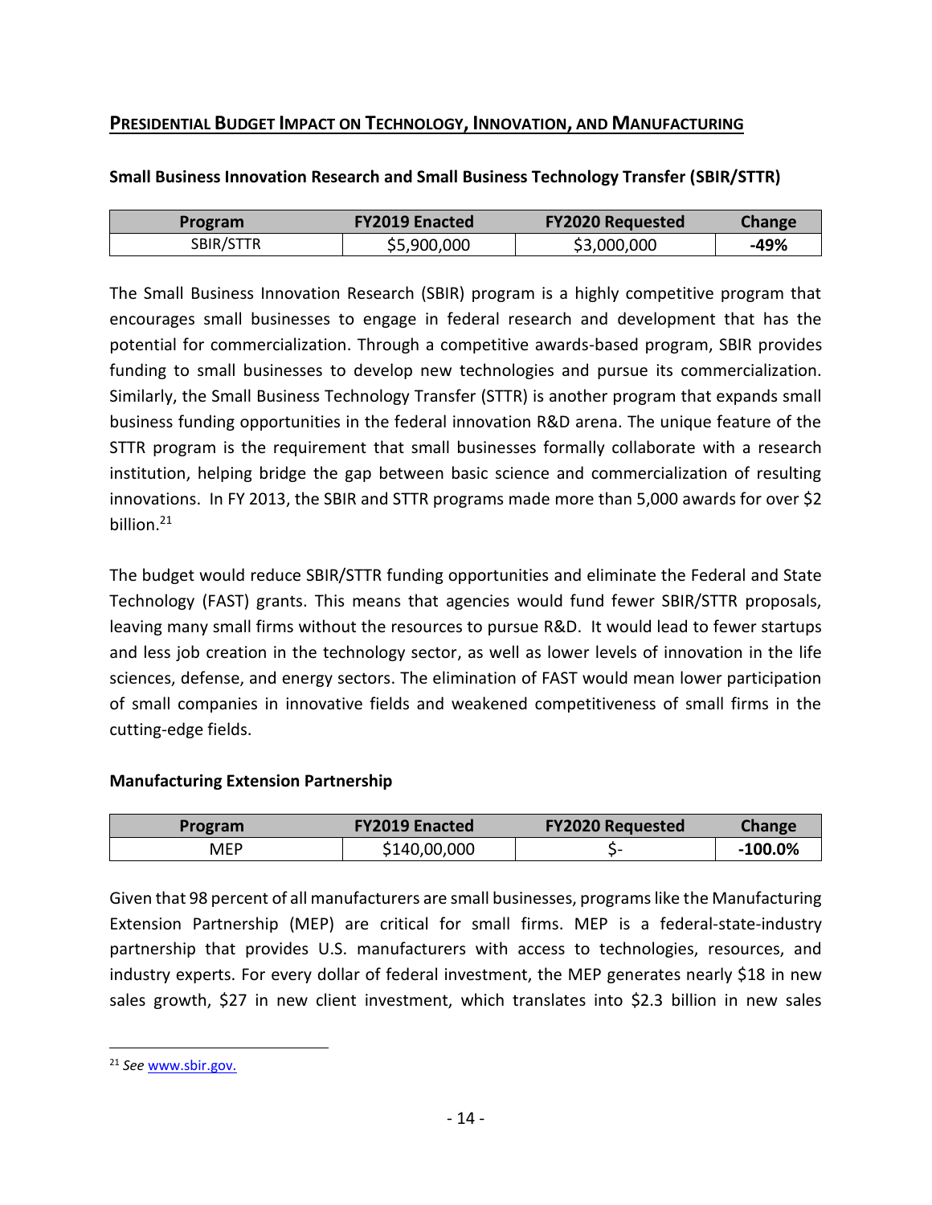## PRESIDENTIAL BUDGET IMPACT ON TECHNOLOGY, INNOVATION, AND MANUFACTURING

**Small Business Innovation Research and Small Business Technology Transfer (SBIR/STTR)**

| Program | FY2019 Enacted | FY2020 Requested | Change |
|---|---|---|---|
| SBIR/STTR | $5,900,000 | $3,000,000 | **-49%** |

The Small Business Innovation Research (SBIR) program is a highly competitive program that encourages small businesses to engage in federal research and development that has the potential for commercialization. Through a competitive awards-based program, SBIR provides funding to small businesses to develop new technologies and pursue its commercialization. Similarly, the Small Business Technology Transfer (STTR) is another program that expands small business funding opportunities in the federal innovation R&D arena. The unique feature of the STTR program is the requirement that small businesses formally collaborate with a research institution, helping bridge the gap between basic science and commercialization of resulting innovations. In FY 2013, the SBIR and STTR programs made more than 5,000 awards for over $2 billion.[21]

The budget would reduce SBIR/STTR funding opportunities and eliminate the Federal and State Technology (FAST) grants. This means that agencies would fund fewer SBIR/STTR proposals, leaving many small firms without the resources to pursue R&D. It would lead to fewer startups and less job creation in the technology sector, as well as lower levels of innovation in the life sciences, defense, and energy sectors. The elimination of FAST would mean lower participation of small companies in innovative fields and weakened competitiveness of small firms in the cutting-edge fields.

**Manufacturing Extension Partnership**

| Program | FY2019 Enacted | FY2020 Requested | Change |
|---|---|---|---|
| MEP | $140,00,000 | $- | **-100.0%** |

Given that 98 percent of all manufacturers are small businesses, programs like the Manufacturing Extension Partnership (MEP) are critical for small firms. MEP is a federal-state-industry partnership that provides U.S. manufacturers with access to technologies, resources, and industry experts. For every dollar of federal investment, the MEP generates nearly $18 in new sales growth, $27 in new client investment, which translates into $2.3 billion in new sales

[21] *See* www.sbir.gov.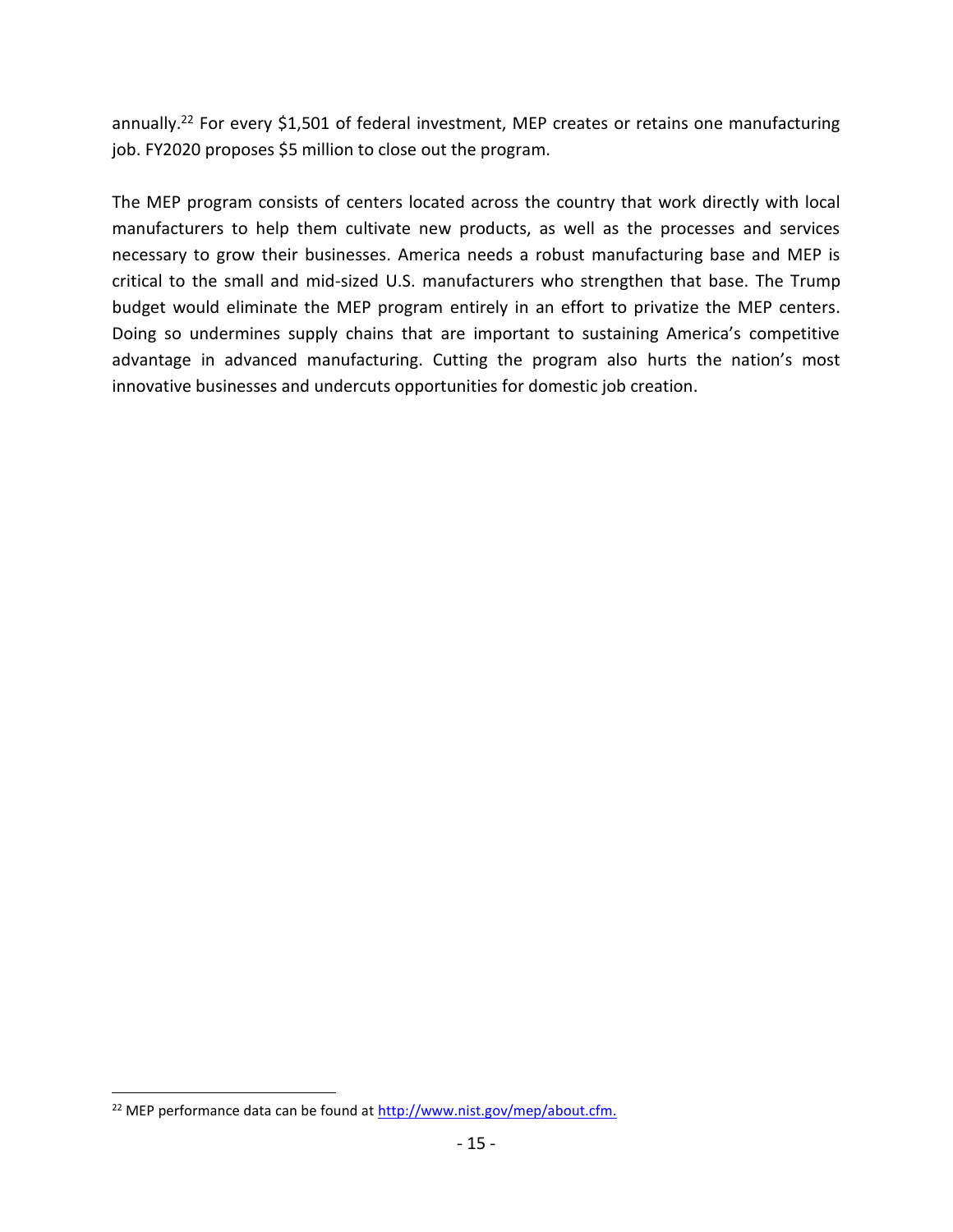annually.[22] For every $1,501 of federal investment, MEP creates or retains one manufacturing job. FY2020 proposes $5 million to close out the program.

The MEP program consists of centers located across the country that work directly with local manufacturers to help them cultivate new products, as well as the processes and services necessary to grow their businesses. America needs a robust manufacturing base and MEP is critical to the small and mid-sized U.S. manufacturers who strengthen that base. The Trump budget would eliminate the MEP program entirely in an effort to privatize the MEP centers. Doing so undermines supply chains that are important to sustaining America's competitive advantage in advanced manufacturing. Cutting the program also hurts the nation's most innovative businesses and undercuts opportunities for domestic job creation.

---

[22] MEP performance data can be found at http://www.nist.gov/mep/about.cfm.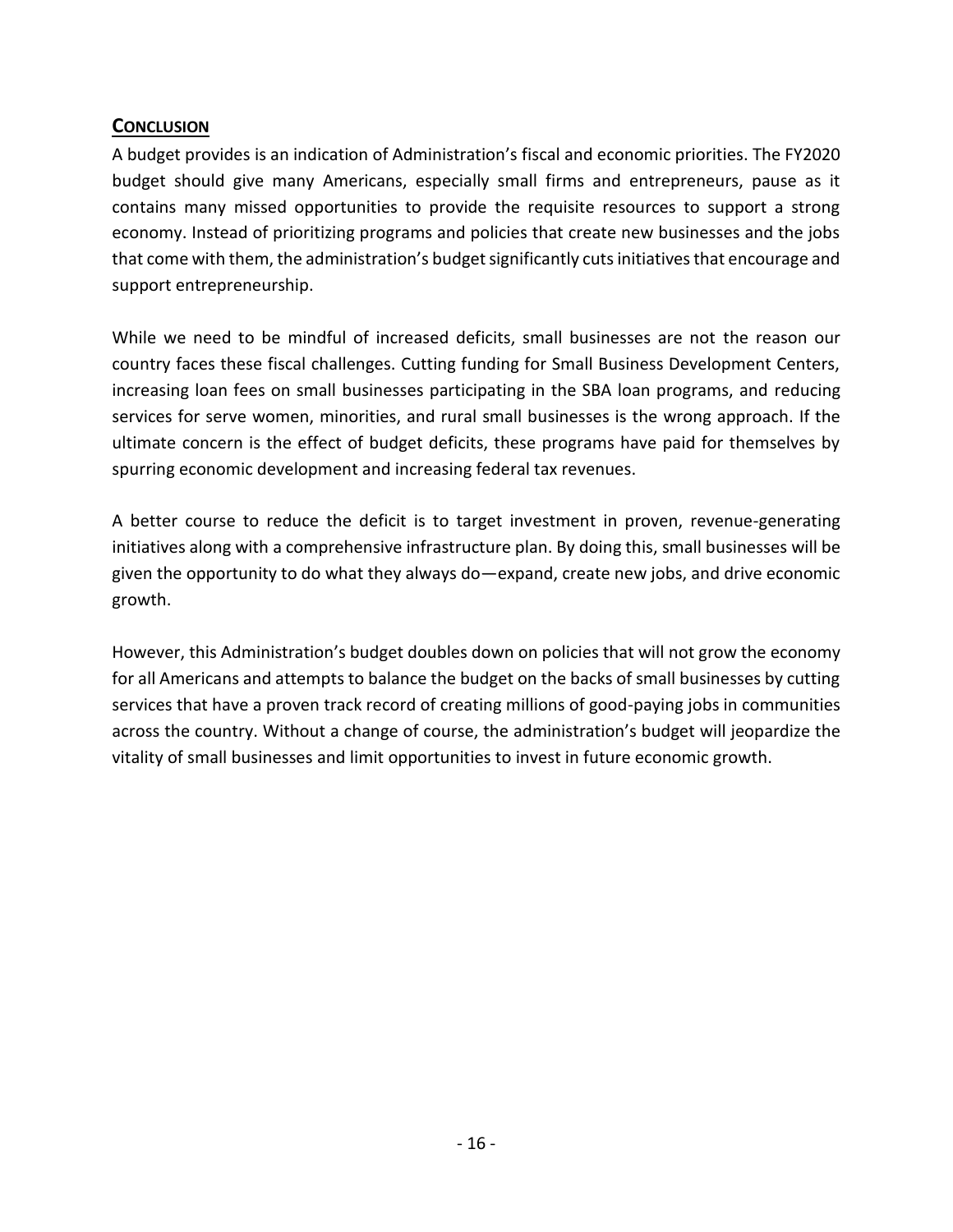## **CONCLUSION**

A budget provides is an indication of Administration's fiscal and economic priorities. The FY2020 budget should give many Americans, especially small firms and entrepreneurs, pause as it contains many missed opportunities to provide the requisite resources to support a strong economy. Instead of prioritizing programs and policies that create new businesses and the jobs that come with them, the administration's budget significantly cuts initiatives that encourage and support entrepreneurship.

While we need to be mindful of increased deficits, small businesses are not the reason our country faces these fiscal challenges. Cutting funding for Small Business Development Centers, increasing loan fees on small businesses participating in the SBA loan programs, and reducing services for serve women, minorities, and rural small businesses is the wrong approach. If the ultimate concern is the effect of budget deficits, these programs have paid for themselves by spurring economic development and increasing federal tax revenues.

A better course to reduce the deficit is to target investment in proven, revenue-generating initiatives along with a comprehensive infrastructure plan. By doing this, small businesses will be given the opportunity to do what they always do—expand, create new jobs, and drive economic growth.

However, this Administration's budget doubles down on policies that will not grow the economy for all Americans and attempts to balance the budget on the backs of small businesses by cutting services that have a proven track record of creating millions of good-paying jobs in communities across the country. Without a change of course, the administration's budget will jeopardize the vitality of small businesses and limit opportunities to invest in future economic growth.